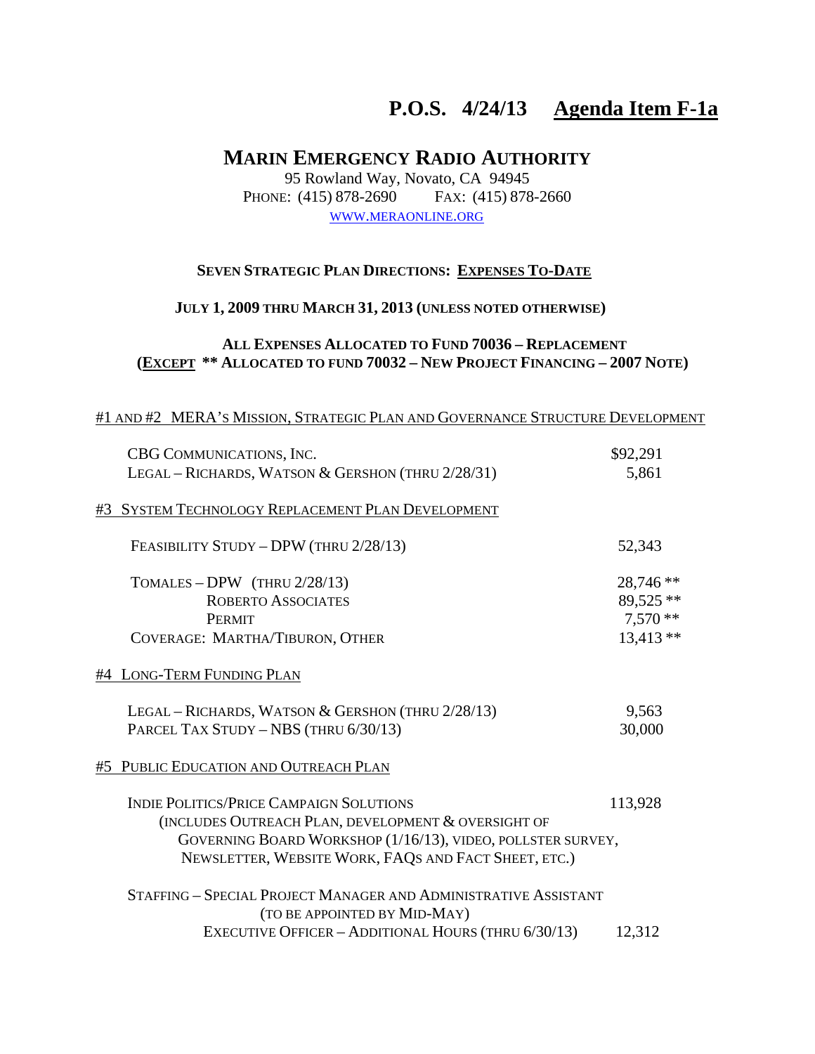**P.O.S. 4/24/13 Agenda Item F-1a**

# MARIN EMERGENCY RADIO AUTHORITY

95 Rowland Way, Novato, CA 94945
PHONE: (415) 878-2690 FAX: (415) 878-2660
WWW.MERAONLINE.ORG

## SEVEN STRATEGIC PLAN DIRECTIONS: EXPENSES TO-DATE

**JULY 1, 2009 THRU MARCH 31, 2013 (UNLESS NOTED OTHERWISE)**

**ALL EXPENSES ALLOCATED TO FUND 70036 – REPLACEMENT**
**(EXCEPT ** ALLOCATED TO FUND 70032 – NEW PROJECT FINANCING – 2007 NOTE)**

### #1 AND #2 MERA'S MISSION, STRATEGIC PLAN AND GOVERNANCE STRUCTURE DEVELOPMENT

| | |
|---|---|
| CBG COMMUNICATIONS, INC. | $92,291 |
| LEGAL – RICHARDS, WATSON & GERSHON (THRU 2/28/31) | 5,861 |

### #3 SYSTEM TECHNOLOGY REPLACEMENT PLAN DEVELOPMENT

| | |
|---|---|
| FEASIBILITY STUDY – DPW (THRU 2/28/13) | 52,343 |
| TOMALES – DPW (THRU 2/28/13) | 28,746 ** |
| ROBERTO ASSOCIATES | 89,525 ** |
| PERMIT | 7,570 ** |
| COVERAGE: MARTHA/TIBURON, OTHER | 13,413 ** |

### #4 LONG-TERM FUNDING PLAN

| | |
|---|---|
| LEGAL – RICHARDS, WATSON & GERSHON (THRU 2/28/13) | 9,563 |
| PARCEL TAX STUDY – NBS (THRU 6/30/13) | 30,000 |

### #5 PUBLIC EDUCATION AND OUTREACH PLAN

| | |
|---|---|
| INDIE POLITICS/PRICE CAMPAIGN SOLUTIONS (INCLUDES OUTREACH PLAN, DEVELOPMENT & OVERSIGHT OF GOVERNING BOARD WORKSHOP (1/16/13), VIDEO, POLLSTER SURVEY, NEWSLETTER, WEBSITE WORK, FAQS AND FACT SHEET, ETC.) | 113,928 |
| STAFFING – SPECIAL PROJECT MANAGER AND ADMINISTRATIVE ASSISTANT (TO BE APPOINTED BY MID-MAY) | |
| EXECUTIVE OFFICER – ADDITIONAL HOURS (THRU 6/30/13) | 12,312 |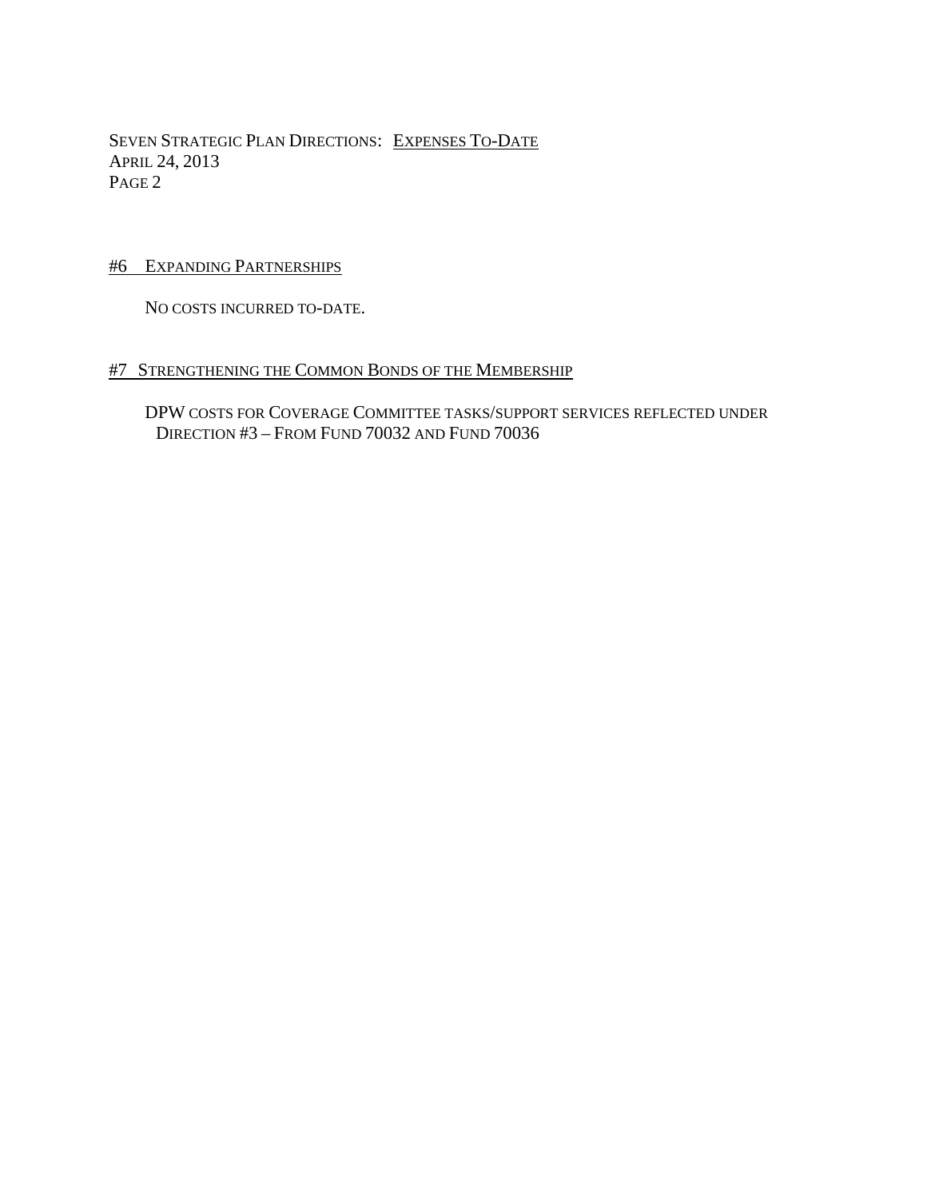## #6 Expanding Partnerships

No costs incurred to-date.

## #7 Strengthening the Common Bonds of the Membership

DPW costs for Coverage Committee tasks/support services reflected under Direction #3 – From Fund 70032 and Fund 70036